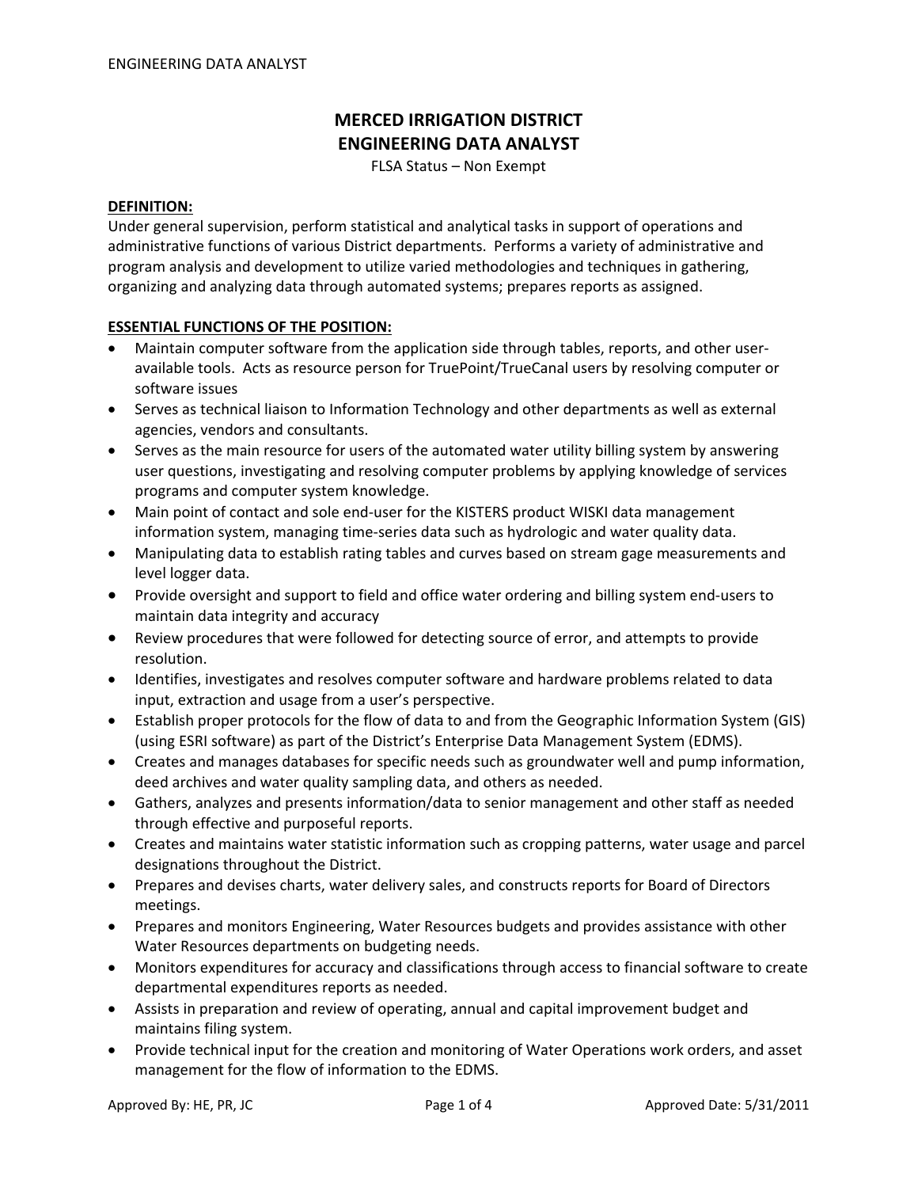# MERCED IRRIGATION DISTRICT
# ENGINEERING DATA ANALYST

FLSA Status – Non Exempt

## DEFINITION:

Under general supervision, perform statistical and analytical tasks in support of operations and administrative functions of various District departments. Performs a variety of administrative and program analysis and development to utilize varied methodologies and techniques in gathering, organizing and analyzing data through automated systems; prepares reports as assigned.

## ESSENTIAL FUNCTIONS OF THE POSITION:

- Maintain computer software from the application side through tables, reports, and other user-available tools. Acts as resource person for TruePoint/TrueCanal users by resolving computer or software issues
- Serves as technical liaison to Information Technology and other departments as well as external agencies, vendors and consultants.
- Serves as the main resource for users of the automated water utility billing system by answering user questions, investigating and resolving computer problems by applying knowledge of services programs and computer system knowledge.
- Main point of contact and sole end-user for the KISTERS product WISKI data management information system, managing time-series data such as hydrologic and water quality data.
- Manipulating data to establish rating tables and curves based on stream gage measurements and level logger data.
- Provide oversight and support to field and office water ordering and billing system end-users to maintain data integrity and accuracy
- Review procedures that were followed for detecting source of error, and attempts to provide resolution.
- Identifies, investigates and resolves computer software and hardware problems related to data input, extraction and usage from a user's perspective.
- Establish proper protocols for the flow of data to and from the Geographic Information System (GIS) (using ESRI software) as part of the District's Enterprise Data Management System (EDMS).
- Creates and manages databases for specific needs such as groundwater well and pump information, deed archives and water quality sampling data, and others as needed.
- Gathers, analyzes and presents information/data to senior management and other staff as needed through effective and purposeful reports.
- Creates and maintains water statistic information such as cropping patterns, water usage and parcel designations throughout the District.
- Prepares and devises charts, water delivery sales, and constructs reports for Board of Directors meetings.
- Prepares and monitors Engineering, Water Resources budgets and provides assistance with other Water Resources departments on budgeting needs.
- Monitors expenditures for accuracy and classifications through access to financial software to create departmental expenditures reports as needed.
- Assists in preparation and review of operating, annual and capital improvement budget and maintains filing system.
- Provide technical input for the creation and monitoring of Water Operations work orders, and asset management for the flow of information to the EDMS.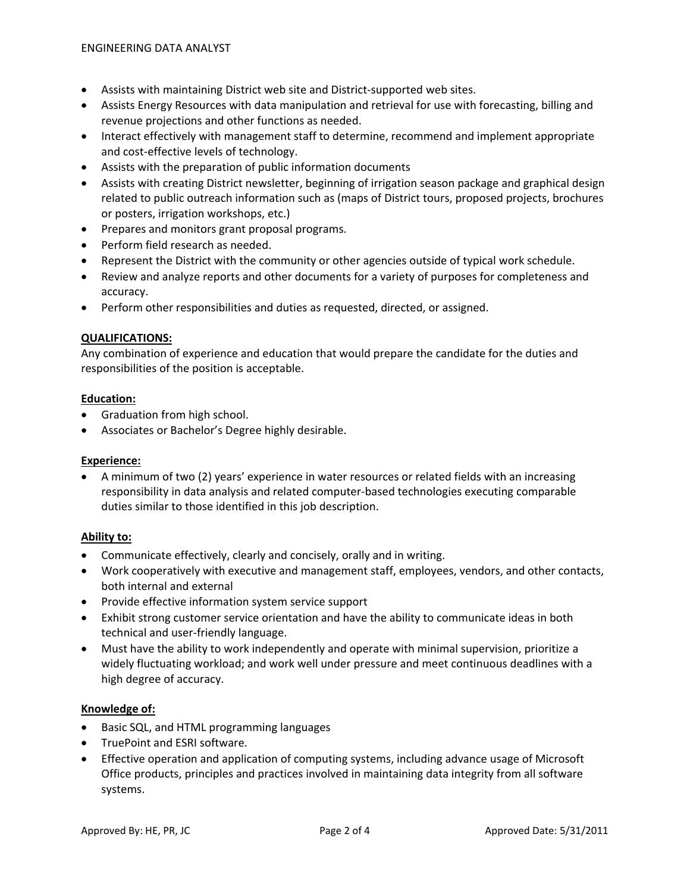- Assists with maintaining District web site and District-supported web sites.
- Assists Energy Resources with data manipulation and retrieval for use with forecasting, billing and revenue projections and other functions as needed.
- Interact effectively with management staff to determine, recommend and implement appropriate and cost-effective levels of technology.
- Assists with the preparation of public information documents
- Assists with creating District newsletter, beginning of irrigation season package and graphical design related to public outreach information such as (maps of District tours, proposed projects, brochures or posters, irrigation workshops, etc.)
- Prepares and monitors grant proposal programs.
- Perform field research as needed.
- Represent the District with the community or other agencies outside of typical work schedule.
- Review and analyze reports and other documents for a variety of purposes for completeness and accuracy.
- Perform other responsibilities and duties as requested, directed, or assigned.

**QUALIFICATIONS:**

Any combination of experience and education that would prepare the candidate for the duties and responsibilities of the position is acceptable.

**Education:**

- Graduation from high school.
- Associates or Bachelor's Degree highly desirable.

**Experience:**

- A minimum of two (2) years' experience in water resources or related fields with an increasing responsibility in data analysis and related computer-based technologies executing comparable duties similar to those identified in this job description.

**Ability to:**

- Communicate effectively, clearly and concisely, orally and in writing.
- Work cooperatively with executive and management staff, employees, vendors, and other contacts, both internal and external
- Provide effective information system service support
- Exhibit strong customer service orientation and have the ability to communicate ideas in both technical and user-friendly language.
- Must have the ability to work independently and operate with minimal supervision, prioritize a widely fluctuating workload; and work well under pressure and meet continuous deadlines with a high degree of accuracy.

**Knowledge of:**

- Basic SQL, and HTML programming languages
- TruePoint and ESRI software.
- Effective operation and application of computing systems, including advance usage of Microsoft Office products, principles and practices involved in maintaining data integrity from all software systems.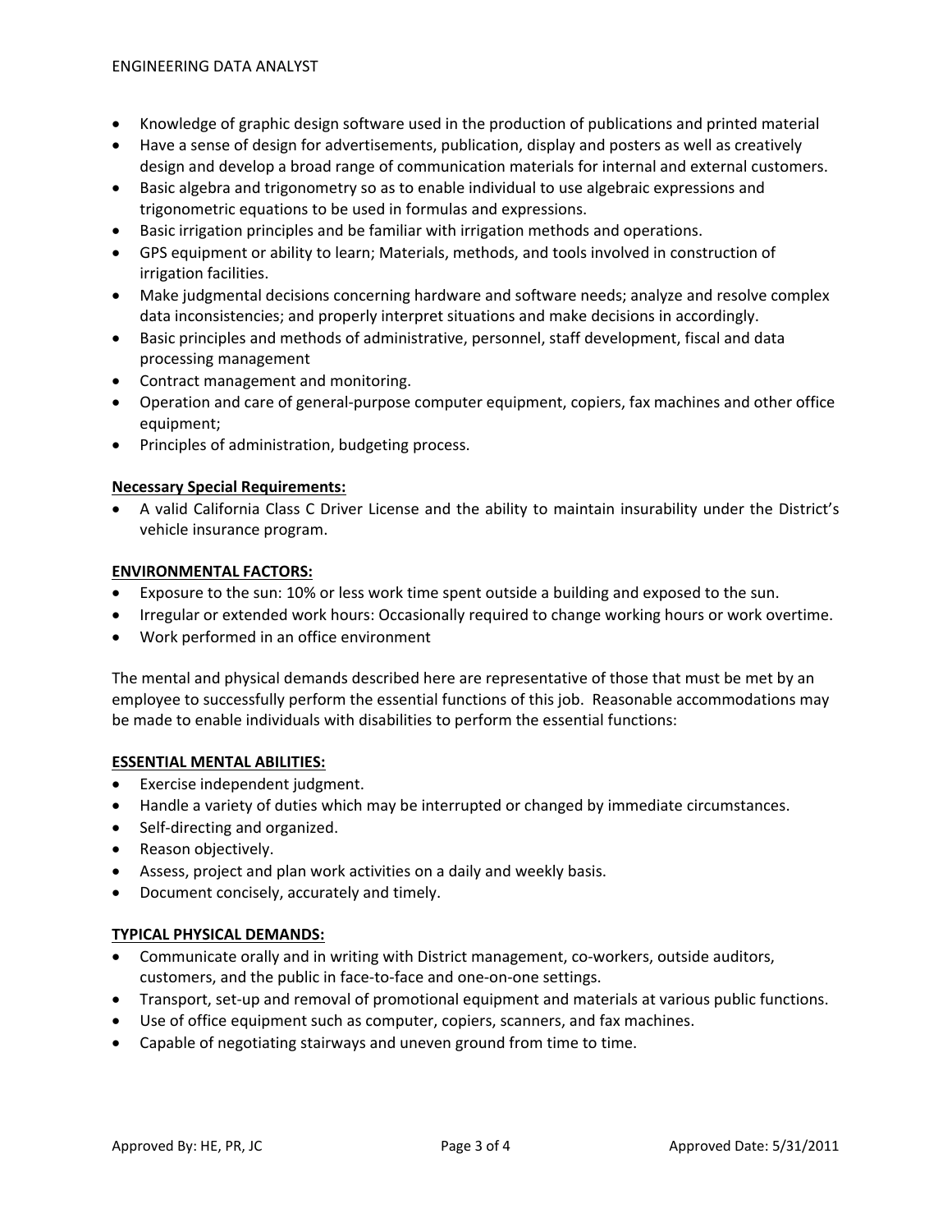- Knowledge of graphic design software used in the production of publications and printed material
- Have a sense of design for advertisements, publication, display and posters as well as creatively design and develop a broad range of communication materials for internal and external customers.
- Basic algebra and trigonometry so as to enable individual to use algebraic expressions and trigonometric equations to be used in formulas and expressions.
- Basic irrigation principles and be familiar with irrigation methods and operations.
- GPS equipment or ability to learn; Materials, methods, and tools involved in construction of irrigation facilities.
- Make judgmental decisions concerning hardware and software needs; analyze and resolve complex data inconsistencies; and properly interpret situations and make decisions in accordingly.
- Basic principles and methods of administrative, personnel, staff development, fiscal and data processing management
- Contract management and monitoring.
- Operation and care of general-purpose computer equipment, copiers, fax machines and other office equipment;
- Principles of administration, budgeting process.

**Necessary Special Requirements:**

- A valid California Class C Driver License and the ability to maintain insurability under the District's vehicle insurance program.

**ENVIRONMENTAL FACTORS:**

- Exposure to the sun: 10% or less work time spent outside a building and exposed to the sun.
- Irregular or extended work hours: Occasionally required to change working hours or work overtime.
- Work performed in an office environment

The mental and physical demands described here are representative of those that must be met by an employee to successfully perform the essential functions of this job. Reasonable accommodations may be made to enable individuals with disabilities to perform the essential functions:

**ESSENTIAL MENTAL ABILITIES:**

- Exercise independent judgment.
- Handle a variety of duties which may be interrupted or changed by immediate circumstances.
- Self-directing and organized.
- Reason objectively.
- Assess, project and plan work activities on a daily and weekly basis.
- Document concisely, accurately and timely.

**TYPICAL PHYSICAL DEMANDS:**

- Communicate orally and in writing with District management, co-workers, outside auditors, customers, and the public in face-to-face and one-on-one settings.
- Transport, set-up and removal of promotional equipment and materials at various public functions.
- Use of office equipment such as computer, copiers, scanners, and fax machines.
- Capable of negotiating stairways and uneven ground from time to time.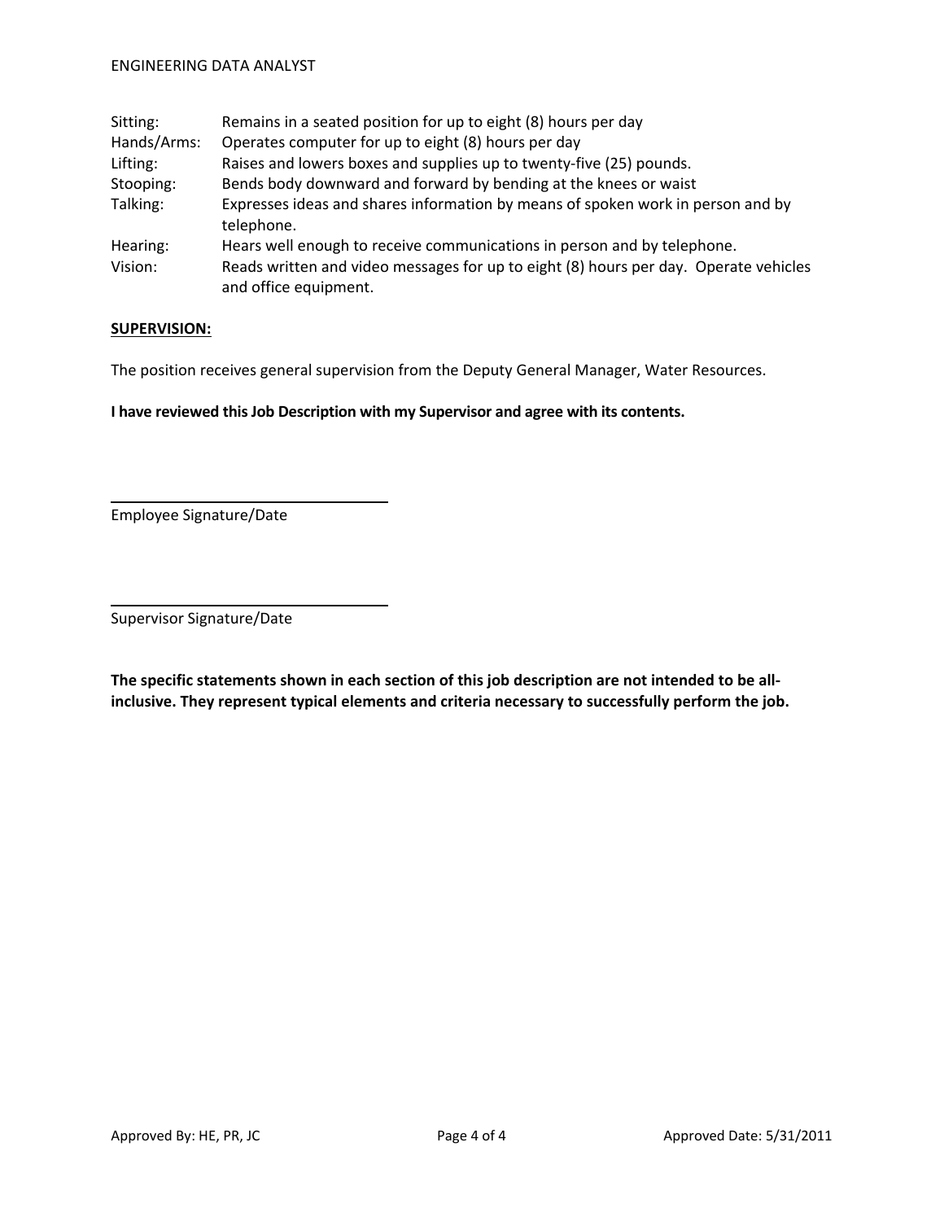| | |
|---|---|
| Sitting: | Remains in a seated position for up to eight (8) hours per day |
| Hands/Arms: | Operates computer for up to eight (8) hours per day |
| Lifting: | Raises and lowers boxes and supplies up to twenty-five (25) pounds. |
| Stooping: | Bends body downward and forward by bending at the knees or waist |
| Talking: | Expresses ideas and shares information by means of spoken work in person and by telephone. |
| Hearing: | Hears well enough to receive communications in person and by telephone. |
| Vision: | Reads written and video messages for up to eight (8) hours per day. Operate vehicles and office equipment. |

**SUPERVISION:**

The position receives general supervision from the Deputy General Manager, Water Resources.

**I have reviewed this Job Description with my Supervisor and agree with its contents.**

\_\_\_\_\_\_\_\_\_\_\_\_\_\_\_\_\_\_\_\_\_\_\_\_\_\_\_\_\_\_

Employee Signature/Date

\_\_\_\_\_\_\_\_\_\_\_\_\_\_\_\_\_\_\_\_\_\_\_\_\_\_\_\_\_\_

Supervisor Signature/Date

**The specific statements shown in each section of this job description are not intended to be all-inclusive. They represent typical elements and criteria necessary to successfully perform the job.**

Approved By: HE, PR, JC

Approved Date: 5/31/2011